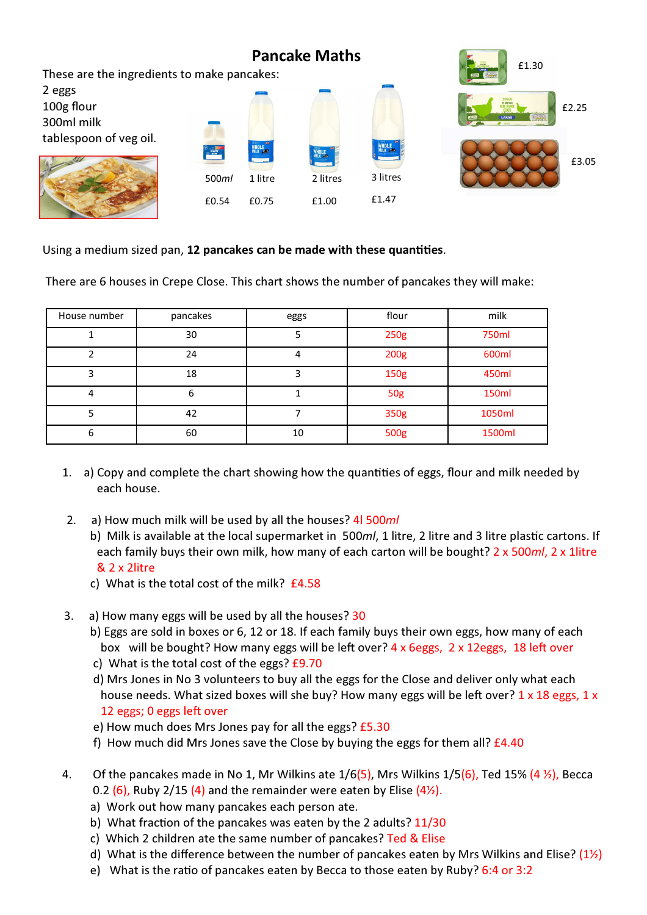# Pancake Maths

These are the ingredients to make pancakes:

2 eggs
100g flour
300ml milk
tablespoon of veg oil.

| 500*ml* | 1 litre | 2 litres | 3 litres |
|---|---|---|---|
| £0.54 | £0.75 | £1.00 | £1.47 |

£1.30

£2.25

£3.05

Using a medium sized pan, **12 pancakes can be made with these quantities**.

There are 6 houses in Crepe Close. This chart shows the number of pancakes they will make:

| House number | pancakes | eggs | flour | milk |
|---|---|---|---|---|
| 1 | 30 | 5 | 250g | 750ml |
| 2 | 24 | 4 | 200g | 600ml |
| 3 | 18 | 3 | 150g | 450ml |
| 4 | 6 | 1 | 50g | 150ml |
| 5 | 42 | 7 | 350g | 1050ml |
| 6 | 60 | 10 | 500g | 1500ml |

1. a) Copy and complete the chart showing how the quantities of eggs, flour and milk needed by each house.

2. a) How much milk will be used by all the houses? 4l 500*ml*
   b) Milk is available at the local supermarket in 500*ml*, 1 litre, 2 litre and 3 litre plastic cartons. If each family buys their own milk, how many of each carton will be bought? 2 x 500*ml*, 2 x 1litre & 2 x 2litre
   c) What is the total cost of the milk? £4.58

3. a) How many eggs will be used by all the houses? 30
   b) Eggs are sold in boxes or 6, 12 or 18. If each family buys their own eggs, how many of each box will be bought? How many eggs will be left over? 4 x 6eggs, 2 x 12eggs, 18 left over
   c) What is the total cost of the eggs? £9.70
   d) Mrs Jones in No 3 volunteers to buy all the eggs for the Close and deliver only what each house needs. What sized boxes will she buy? How many eggs will be left over? 1 x 18 eggs, 1 x 12 eggs; 0 eggs left over
   e) How much does Mrs Jones pay for all the eggs? £5.30
   f) How much did Mrs Jones save the Close by buying the eggs for them all? £4.40

4. Of the pancakes made in No 1, Mr Wilkins ate 1/6(5), Mrs Wilkins 1/5(6), Ted 15% (4 ½), Becca 0.2 (6), Ruby 2/15 (4) and the remainder were eaten by Elise (4½).
   a) Work out how many pancakes each person ate.
   b) What fraction of the pancakes was eaten by the 2 adults? 11/30
   c) Which 2 children ate the same number of pancakes? Ted & Elise
   d) What is the difference between the number of pancakes eaten by Mrs Wilkins and Elise? (1½)
   e) What is the ratio of pancakes eaten by Becca to those eaten by Ruby? 6:4 or 3:2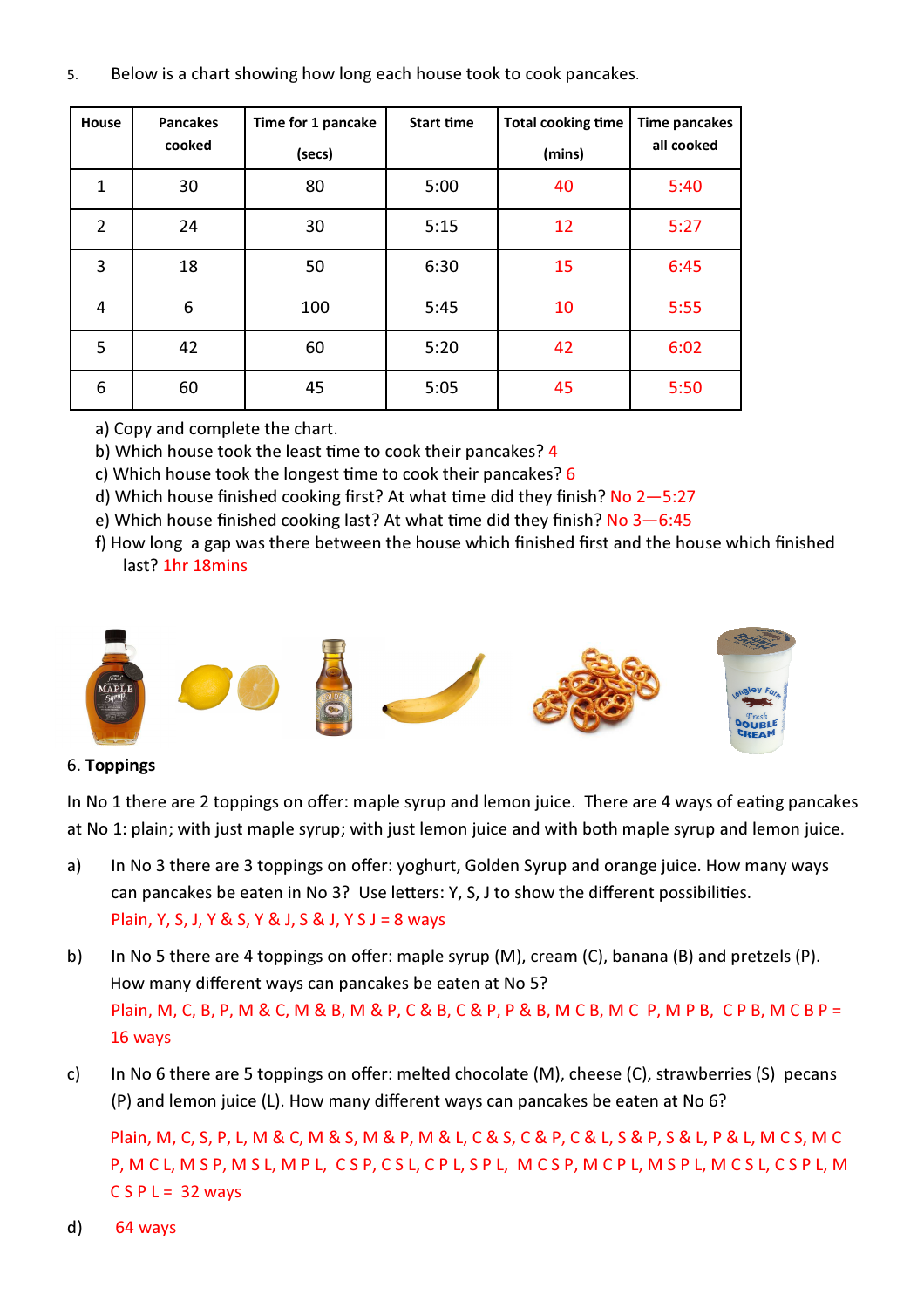5. Below is a chart showing how long each house took to cook pancakes.

| House | Pancakes cooked | Time for 1 pancake (secs) | Start time | Total cooking time (mins) | Time pancakes all cooked |
|---|---|---|---|---|---|
| 1 | 30 | 80 | 5:00 | 40 | 5:40 |
| 2 | 24 | 30 | 5:15 | 12 | 5:27 |
| 3 | 18 | 50 | 6:30 | 15 | 6:45 |
| 4 | 6 | 100 | 5:45 | 10 | 5:55 |
| 5 | 42 | 60 | 5:20 | 42 | 6:02 |
| 6 | 60 | 45 | 5:05 | 45 | 5:50 |

a) Copy and complete the chart.

b) Which house took the least time to cook their pancakes? 4

c) Which house took the longest time to cook their pancakes? 6

d) Which house finished cooking first? At what time did they finish? No 2—5:27

e) Which house finished cooking last? At what time did they finish? No 3—6:45

f) How long a gap was there between the house which finished first and the house which finished last? 1hr 18mins

6. **Toppings**

In No 1 there are 2 toppings on offer: maple syrup and lemon juice. There are 4 ways of eating pancakes at No 1: plain; with just maple syrup; with just lemon juice and with both maple syrup and lemon juice.

a) In No 3 there are 3 toppings on offer: yoghurt, Golden Syrup and orange juice. How many ways can pancakes be eaten in No 3? Use letters: Y, S, J to show the different possibilities.
Plain, Y, S, J, Y & S, Y & J, S & J, Y S J = 8 ways

b) In No 5 there are 4 toppings on offer: maple syrup (M), cream (C), banana (B) and pretzels (P). How many different ways can pancakes be eaten at No 5?
Plain, M, C, B, P, M & C, M & B, M & P, C & B, C & P, P & B, M C B, M C P, M P B, C P B, M C B P = 16 ways

c) In No 6 there are 5 toppings on offer: melted chocolate (M), cheese (C), strawberries (S) pecans (P) and lemon juice (L). How many different ways can pancakes be eaten at No 6?

Plain, M, C, S, P, L, M & C, M & S, M & P, M & L, C & S, C & P, C & L, S & P, S & L, P & L, M C S, M C P, M C L, M S P, M S L, M P L, C S P, C S L, C P L, S P L, M C S P, M C P L, M S P L, M C S L, C S P L, M C S P L = 32 ways

d) 64 ways